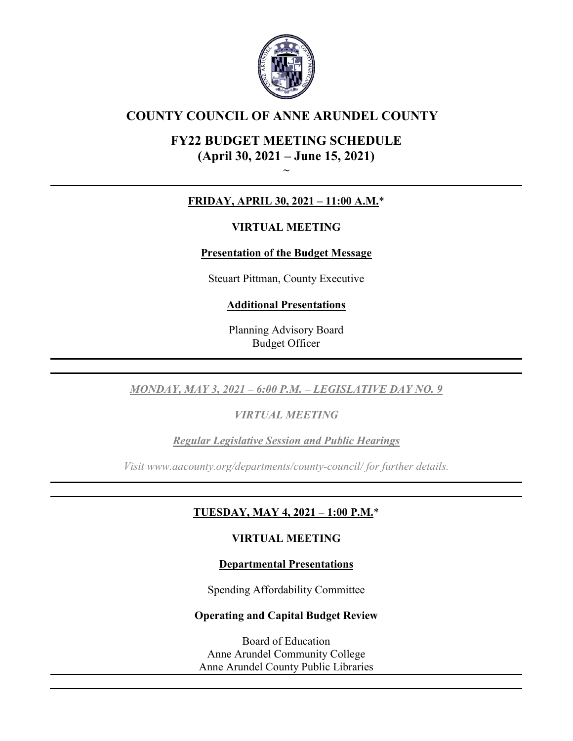# COUNTY COUNCIL OF ANNE ARUNDEL COUNTY

## FY22 BUDGET MEETING SCHEDULE
## (April 30, 2021 – June 15, 2021)

~

---

**FRIDAY, APRIL 30, 2021 – 11:00 A.M.***

**VIRTUAL MEETING**

**Presentation of the Budget Message**

Steuart Pittman, County Executive

**Additional Presentations**

Planning Advisory Board
Budget Officer

---

*MONDAY, MAY 3, 2021 – 6:00 P.M. – LEGISLATIVE DAY NO. 9*

*VIRTUAL MEETING*

*Regular Legislative Session and Public Hearings*

*Visit www.aacounty.org/departments/county-council/ for further details.*

---

**TUESDAY, MAY 4, 2021 – 1:00 P.M.***

**VIRTUAL MEETING**

**Departmental Presentations**

Spending Affordability Committee

**Operating and Capital Budget Review**

Board of Education
Anne Arundel Community College
Anne Arundel County Public Libraries

---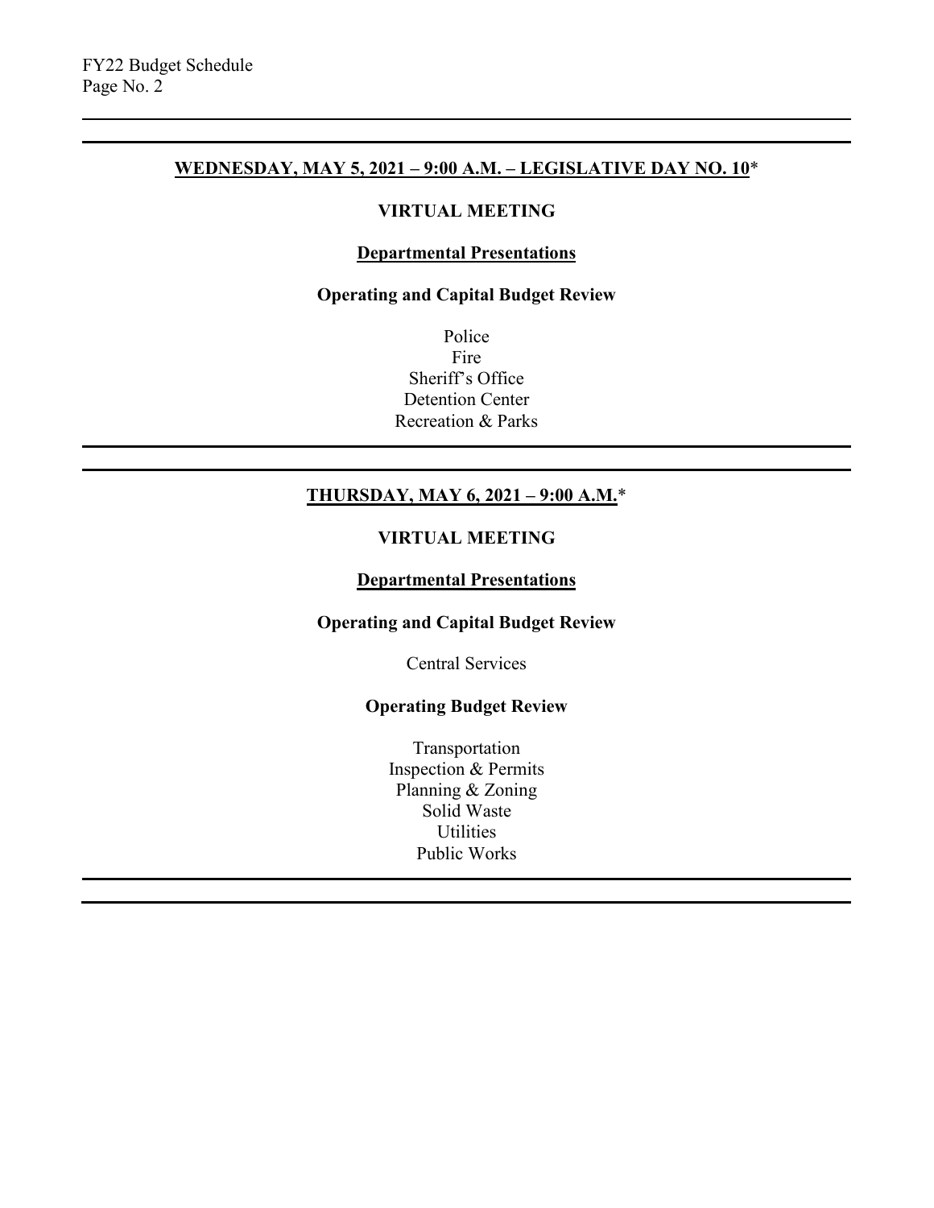## WEDNESDAY, MAY 5, 2021 – 9:00 A.M. – LEGISLATIVE DAY NO. 10*

**VIRTUAL MEETING**

**Departmental Presentations**

**Operating and Capital Budget Review**

Police
Fire
Sheriff's Office
Detention Center
Recreation & Parks

---

## THURSDAY, MAY 6, 2021 – 9:00 A.M.*

**VIRTUAL MEETING**

**Departmental Presentations**

**Operating and Capital Budget Review**

Central Services

**Operating Budget Review**

Transportation
Inspection & Permits
Planning & Zoning
Solid Waste
Utilities
Public Works

---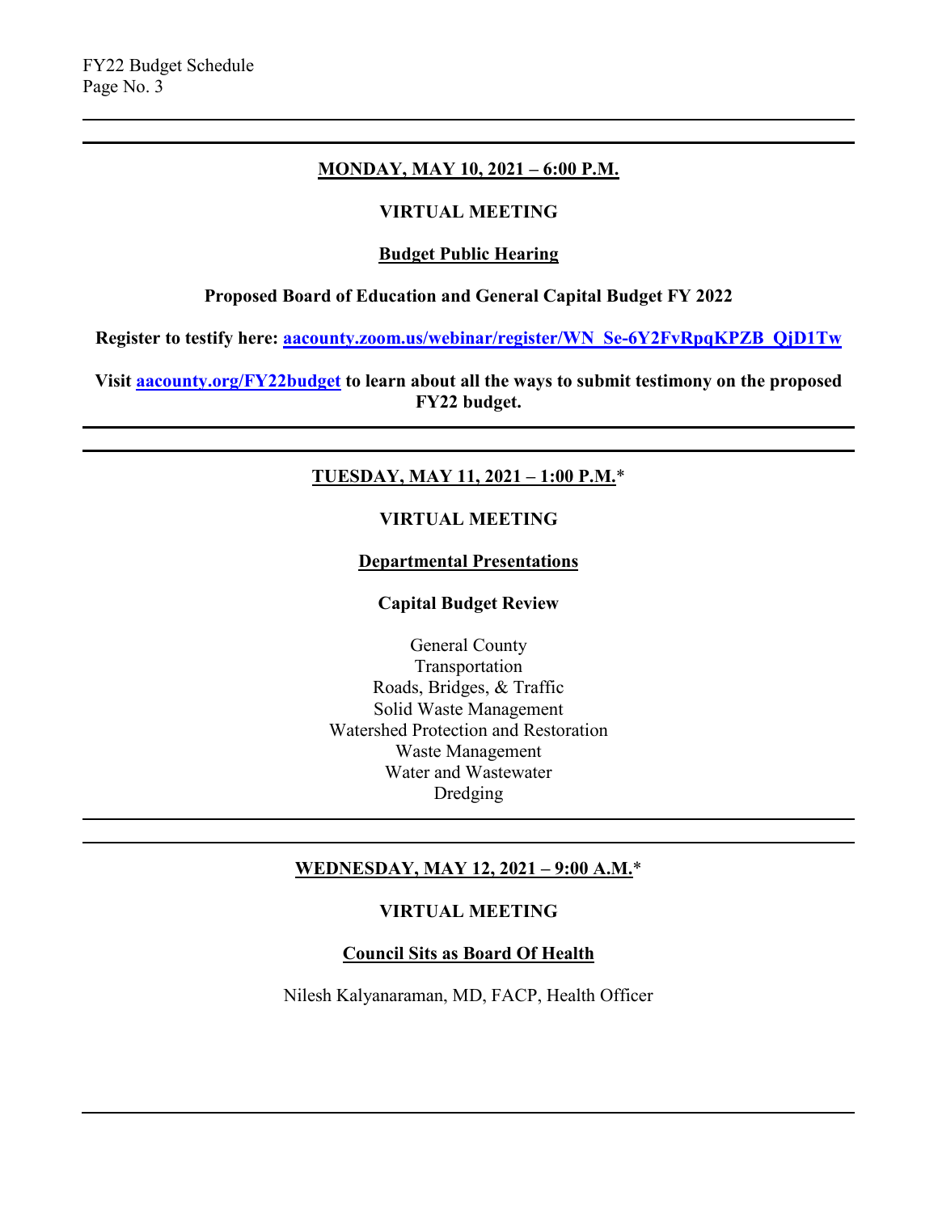**MONDAY, MAY 10, 2021 – 6:00 P.M.**

**VIRTUAL MEETING**

**Budget Public Hearing**

**Proposed Board of Education and General Capital Budget FY 2022**

**Register to testify here: [aacounty.zoom.us/webinar/register/WN_Se-6Y2FvRpqKPZB_QjD1Tw](https://aacounty.zoom.us/webinar/register/WN_Se-6Y2FvRpqKPZB_QjD1Tw)**

**Visit [aacounty.org/FY22budget](https://aacounty.org/FY22budget) to learn about all the ways to submit testimony on the proposed FY22 budget.**

---

**TUESDAY, MAY 11, 2021 – 1:00 P.M.***

**VIRTUAL MEETING**

**Departmental Presentations**

**Capital Budget Review**

General County
Transportation
Roads, Bridges, & Traffic
Solid Waste Management
Watershed Protection and Restoration
Waste Management
Water and Wastewater
Dredging

---

**WEDNESDAY, MAY 12, 2021 – 9:00 A.M.***

**VIRTUAL MEETING**

**Council Sits as Board Of Health**

Nilesh Kalyanaraman, MD, FACP, Health Officer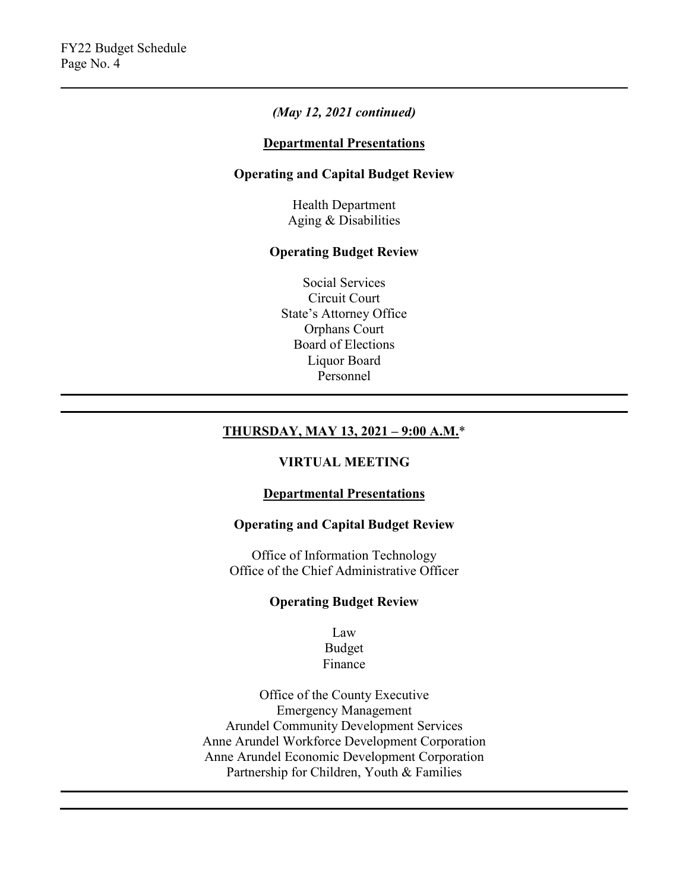*(May 12, 2021 continued)*

**Departmental Presentations**

**Operating and Capital Budget Review**

Health Department
Aging & Disabilities

**Operating Budget Review**

Social Services
Circuit Court
State's Attorney Office
Orphans Court
Board of Elections
Liquor Board
Personnel

---

## THURSDAY, MAY 13, 2021 – 9:00 A.M.*

**VIRTUAL MEETING**

**Departmental Presentations**

**Operating and Capital Budget Review**

Office of Information Technology
Office of the Chief Administrative Officer

**Operating Budget Review**

Law
Budget
Finance

Office of the County Executive
Emergency Management
Arundel Community Development Services
Anne Arundel Workforce Development Corporation
Anne Arundel Economic Development Corporation
Partnership for Children, Youth & Families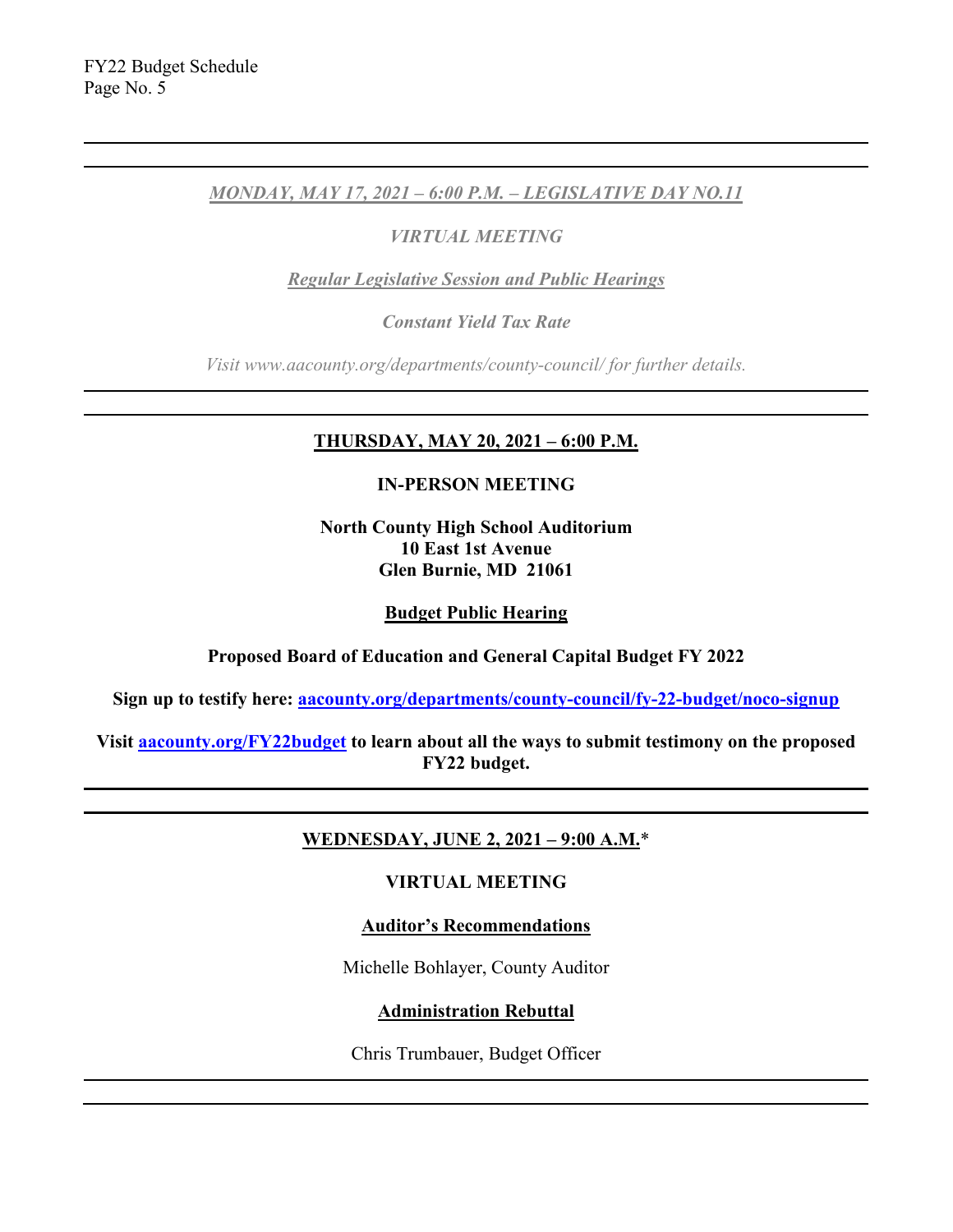***MONDAY, MAY 17, 2021 – 6:00 P.M. – LEGISLATIVE DAY NO.11***

***VIRTUAL MEETING***

***Regular Legislative Session and Public Hearings***

***Constant Yield Tax Rate***

*Visit www.aacounty.org/departments/county-council/ for further details.*

---

**THURSDAY, MAY 20, 2021 – 6:00 P.M.**

**IN-PERSON MEETING**

**North County High School Auditorium**
**10 East 1st Avenue**
**Glen Burnie, MD 21061**

**Budget Public Hearing**

**Proposed Board of Education and General Capital Budget FY 2022**

**Sign up to testify here: aacounty.org/departments/county-council/fy-22-budget/noco-signup**

**Visit aacounty.org/FY22budget to learn about all the ways to submit testimony on the proposed FY22 budget.**

---

**WEDNESDAY, JUNE 2, 2021 – 9:00 A.M.***

**VIRTUAL MEETING**

**Auditor's Recommendations**

Michelle Bohlayer, County Auditor

**Administration Rebuttal**

Chris Trumbauer, Budget Officer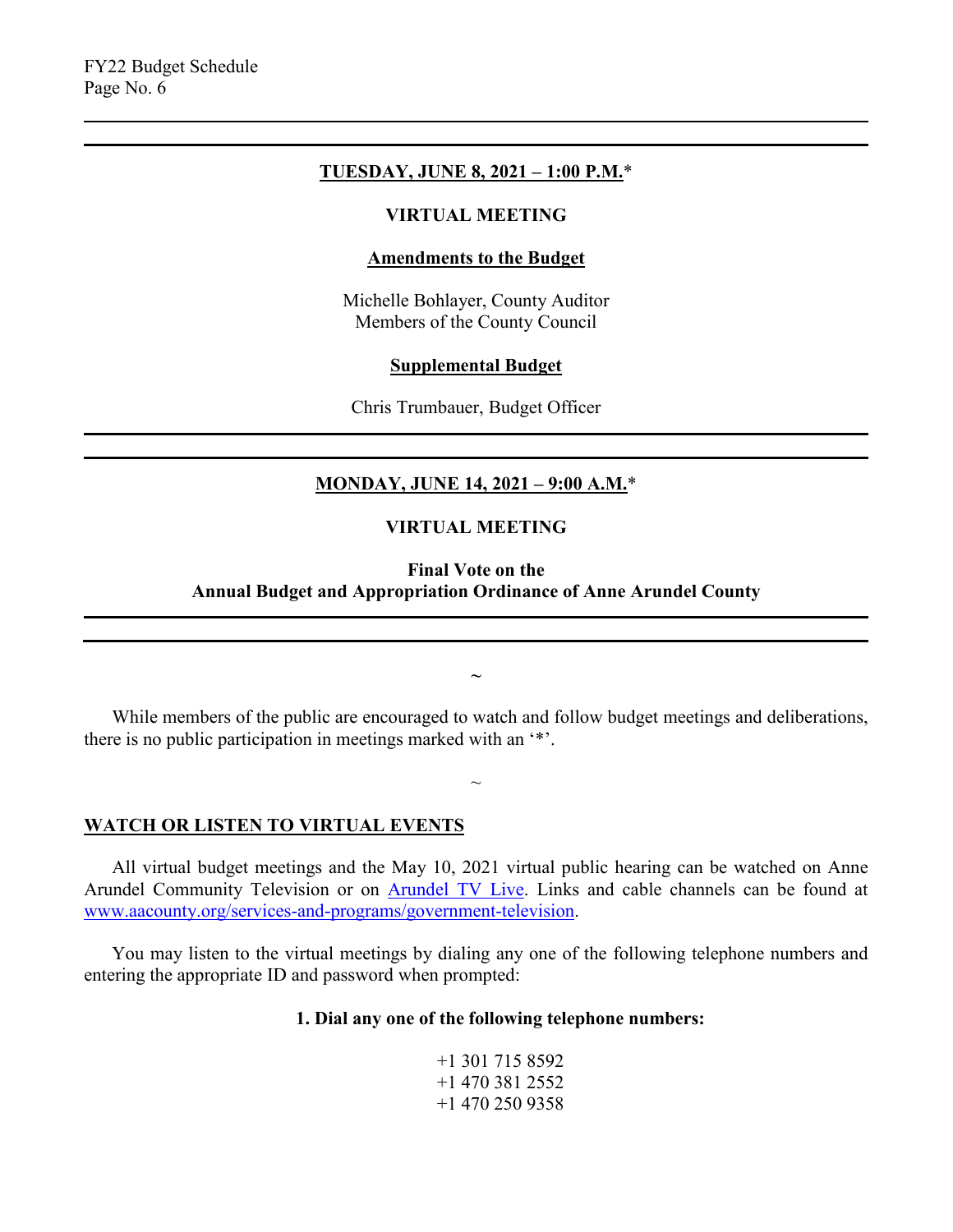**TUESDAY, JUNE 8, 2021 – 1:00 P.M.***

**VIRTUAL MEETING**

**Amendments to the Budget**

Michelle Bohlayer, County Auditor
Members of the County Council

**Supplemental Budget**

Chris Trumbauer, Budget Officer

---

**MONDAY, JUNE 14, 2021 – 9:00 A.M.***

**VIRTUAL MEETING**

**Final Vote on the
Annual Budget and Appropriation Ordinance of Anne Arundel County**

---

~

While members of the public are encouraged to watch and follow budget meetings and deliberations, there is no public participation in meetings marked with an '*'.

~

## WATCH OR LISTEN TO VIRTUAL EVENTS

All virtual budget meetings and the May 10, 2021 virtual public hearing can be watched on Anne Arundel Community Television or on Arundel TV Live. Links and cable channels can be found at www.aacounty.org/services-and-programs/government-television.

You may listen to the virtual meetings by dialing any one of the following telephone numbers and entering the appropriate ID and password when prompted:

**1. Dial any one of the following telephone numbers:**

+1 301 715 8592
+1 470 381 2552
+1 470 250 9358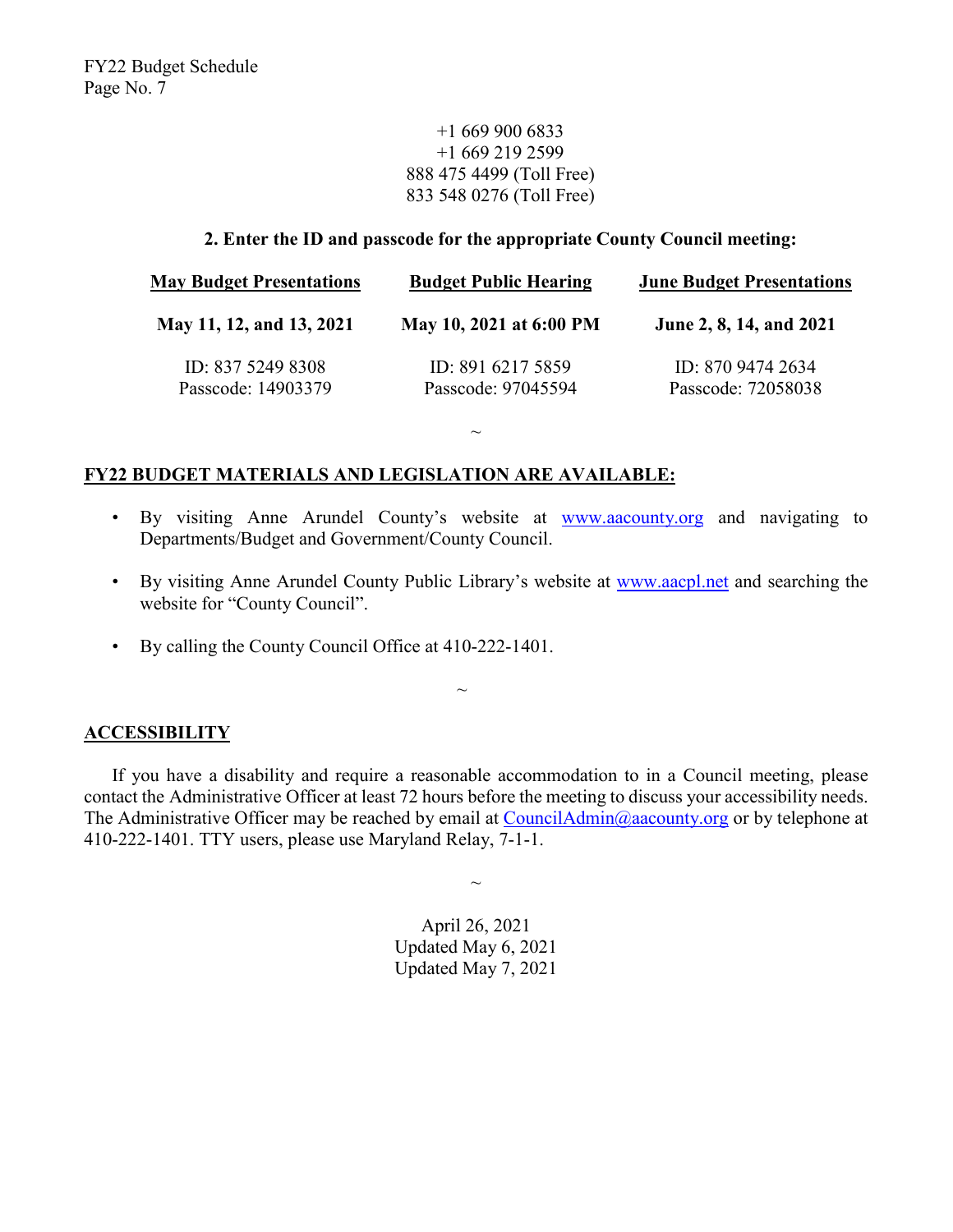+1 669 900 6833
+1 669 219 2599
888 475 4499 (Toll Free)
833 548 0276 (Toll Free)

**2. Enter the ID and passcode for the appropriate County Council meeting:**

| **May Budget Presentations** | **Budget Public Hearing** | **June Budget Presentations** |
|---|---|---|
| **May 11, 12, and 13, 2021** | **May 10, 2021 at 6:00 PM** | **June 2, 8, 14, and 2021** |
| ID: 837 5249 8308<br>Passcode: 14903379 | ID: 891 6217 5859<br>Passcode: 97045594 | ID: 870 9474 2634<br>Passcode: 72058038 |

~

## FY22 BUDGET MATERIALS AND LEGISLATION ARE AVAILABLE:

- By visiting Anne Arundel County's website at www.aacounty.org and navigating to Departments/Budget and Government/County Council.
- By visiting Anne Arundel County Public Library's website at www.aacpl.net and searching the website for "County Council".
- By calling the County Council Office at 410-222-1401.

~

## ACCESSIBILITY

If you have a disability and require a reasonable accommodation to in a Council meeting, please contact the Administrative Officer at least 72 hours before the meeting to discuss your accessibility needs. The Administrative Officer may be reached by email at CouncilAdmin@aacounty.org or by telephone at 410-222-1401. TTY users, please use Maryland Relay, 7-1-1.

~

April 26, 2021
Updated May 6, 2021
Updated May 7, 2021